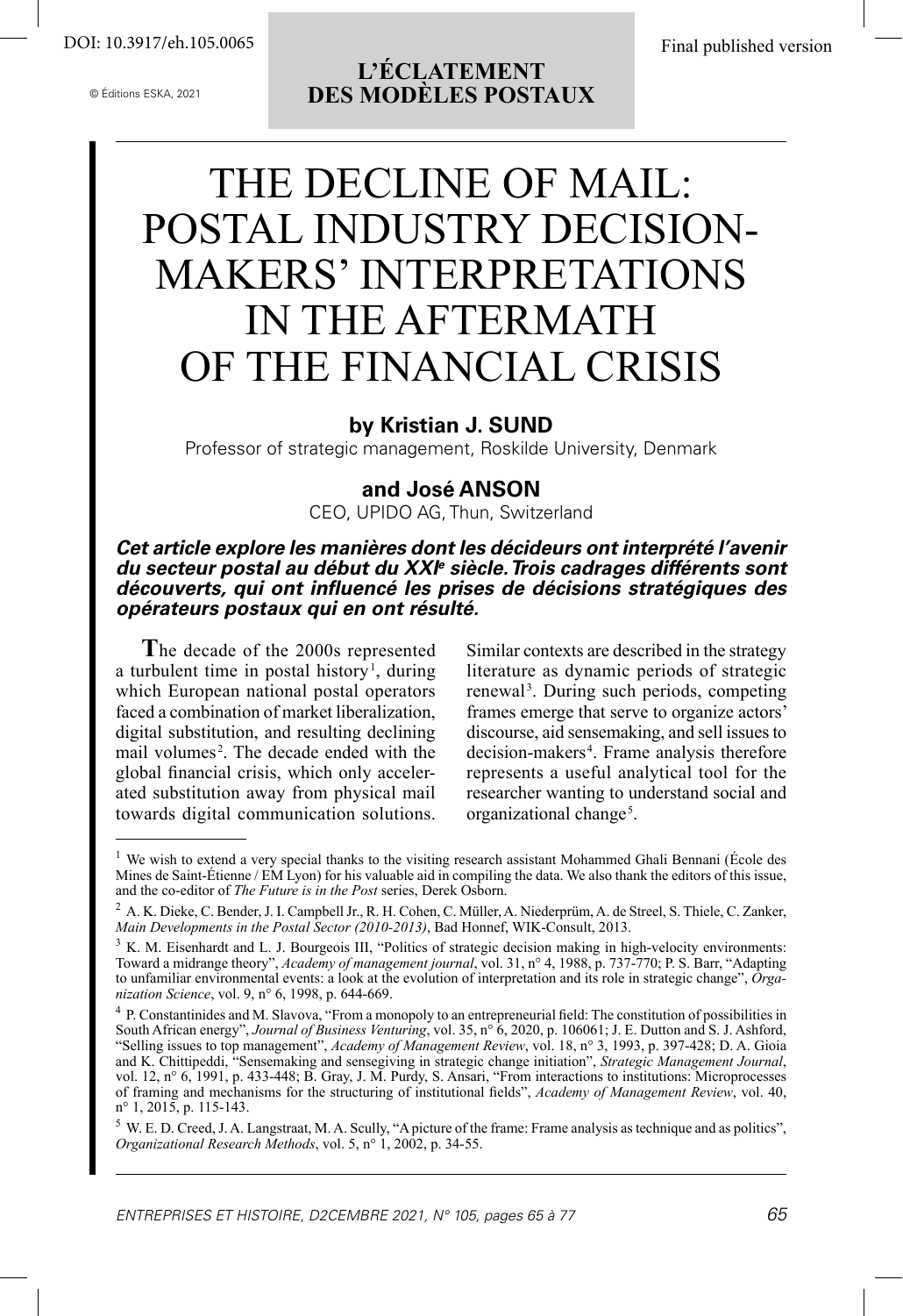DOI: 10.3917/eh.105.0065

Final published version

© Éditions ESKA, 2021

**L'ÉCLATEMENT DES MODÈLES POSTAUX**

# THE DECLINE OF MAIL: POSTAL INDUSTRY DECISION-MAKERS' INTERPRETATIONS IN THE AFTERMATH OF THE FINANCIAL CRISIS

**by Kristian J. SUND**

Professor of strategic management, Roskilde University, Denmark

**and José ANSON**

CEO, UPIDO AG, Thun, Switzerland

***Cet article explore les manières dont les décideurs ont interprété l'avenir du secteur postal au début du XXI^e^ siècle. Trois cadrages différents sont découverts, qui ont influencé les prises de décisions stratégiques des opérateurs postaux qui en ont résulté.***

**T**he decade of the 2000s represented a turbulent time in postal history[1], during which European national postal operators faced a combination of market liberalization, digital substitution, and resulting declining mail volumes[2]. The decade ended with the global financial crisis, which only accelerated substitution away from physical mail towards digital communication solutions. Similar contexts are described in the strategy literature as dynamic periods of strategic renewal[3]. During such periods, competing frames emerge that serve to organize actors' discourse, aid sensemaking, and sell issues to decision-makers[4]. Frame analysis therefore represents a useful analytical tool for the researcher wanting to understand social and organizational change[5].

[1] We wish to extend a very special thanks to the visiting research assistant Mohammed Ghali Bennani (École des Mines de Saint-Étienne / EM Lyon) for his valuable aid in compiling the data. We also thank the editors of this issue, and the co-editor of *The Future is in the Post* series, Derek Osborn.

[2] A. K. Dieke, C. Bender, J. I. Campbell Jr., R. H. Cohen, C. Müller, A. Niederprüm, A. de Streel, S. Thiele, C. Zanker, *Main Developments in the Postal Sector (2010-2013)*, Bad Honnef, WIK-Consult, 2013.

[3] K. M. Eisenhardt and L. J. Bourgeois III, "Politics of strategic decision making in high-velocity environments: Toward a midrange theory", *Academy of management journal*, vol. 31, n° 4, 1988, p. 737-770; P. S. Barr, "Adapting to unfamiliar environmental events: a look at the evolution of interpretation and its role in strategic change", *Organization Science*, vol. 9, n° 6, 1998, p. 644-669.

[4] P. Constantinides and M. Slavova, "From a monopoly to an entrepreneurial field: The constitution of possibilities in South African energy", *Journal of Business Venturing*, vol. 35, n° 6, 2020, p. 106061; J. E. Dutton and S. J. Ashford, "Selling issues to top management", *Academy of Management Review*, vol. 18, n° 3, 1993, p. 397-428; D. A. Gioia and K. Chittipeddi, "Sensemaking and sensegiving in strategic change initiation", *Strategic Management Journal*, vol. 12, n° 6, 1991, p. 433-448; B. Gray, J. M. Purdy, S. Ansari, "From interactions to institutions: Microprocesses of framing and mechanisms for the structuring of institutional fields", *Academy of Management Review*, vol. 40, n° 1, 2015, p. 115-143.

[5] W. E. D. Creed, J. A. Langstraat, M. A. Scully, "A picture of the frame: Frame analysis as technique and as politics", *Organizational Research Methods*, vol. 5, n° 1, 2002, p. 34-55.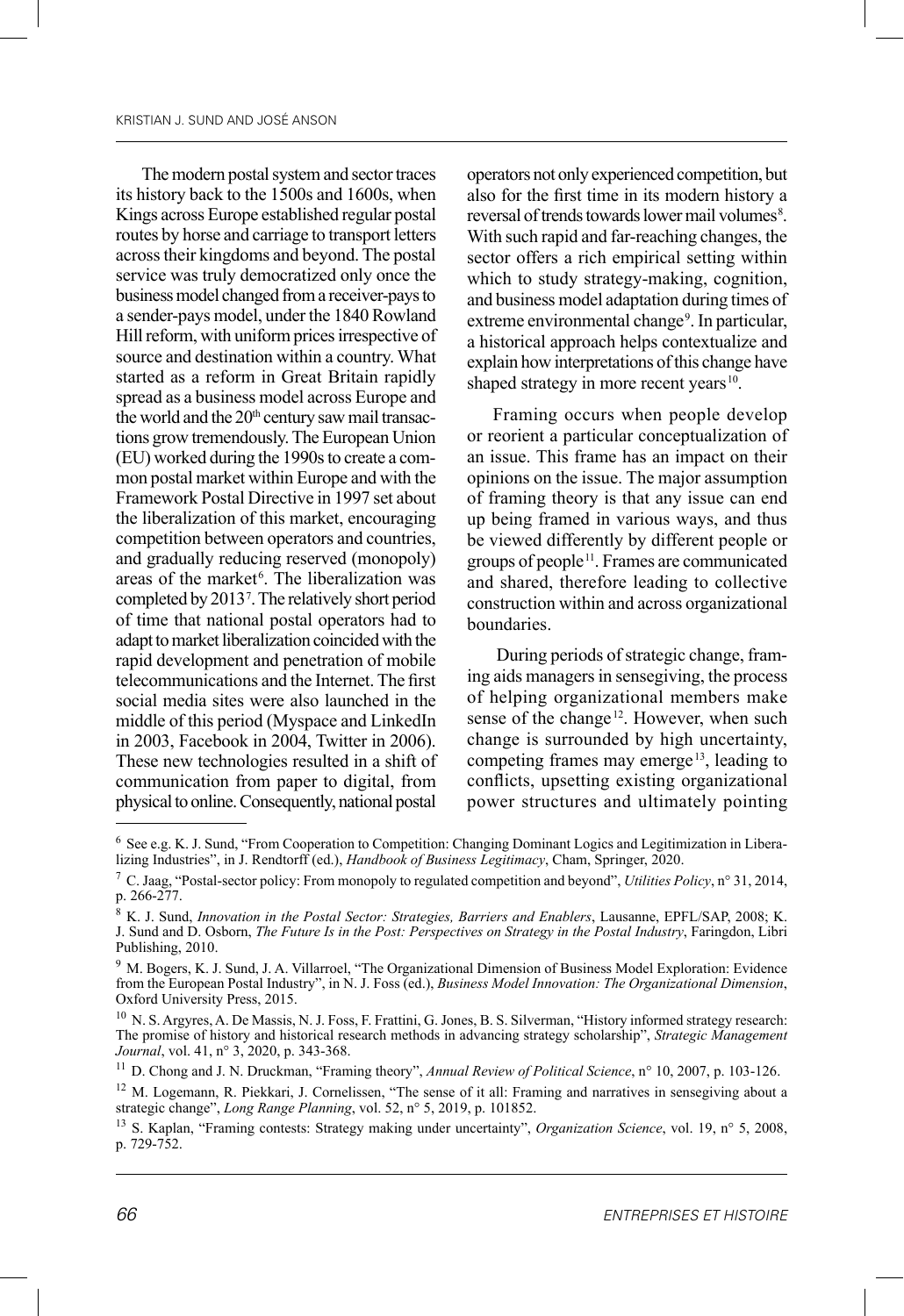The modern postal system and sector traces its history back to the 1500s and 1600s, when Kings across Europe established regular postal routes by horse and carriage to transport letters across their kingdoms and beyond. The postal service was truly democratized only once the business model changed from a receiver-pays to a sender-pays model, under the 1840 Rowland Hill reform, with uniform prices irrespective of source and destination within a country. What started as a reform in Great Britain rapidly spread as a business model across Europe and the world and the 20th century saw mail transactions grow tremendously. The European Union (EU) worked during the 1990s to create a common postal market within Europe and with the Framework Postal Directive in 1997 set about the liberalization of this market, encouraging competition between operators and countries, and gradually reducing reserved (monopoly) areas of the market[6]. The liberalization was completed by 2013[7]. The relatively short period of time that national postal operators had to adapt to market liberalization coincided with the rapid development and penetration of mobile telecommunications and the Internet. The first social media sites were also launched in the middle of this period (Myspace and LinkedIn in 2003, Facebook in 2004, Twitter in 2006). These new technologies resulted in a shift of communication from paper to digital, from physical to online. Consequently, national postal operators not only experienced competition, but also for the first time in its modern history a reversal of trends towards lower mail volumes[8]. With such rapid and far-reaching changes, the sector offers a rich empirical setting within which to study strategy-making, cognition, and business model adaptation during times of extreme environmental change[9]. In particular, a historical approach helps contextualize and explain how interpretations of this change have shaped strategy in more recent years[10].

Framing occurs when people develop or reorient a particular conceptualization of an issue. This frame has an impact on their opinions on the issue. The major assumption of framing theory is that any issue can end up being framed in various ways, and thus be viewed differently by different people or groups of people[11]. Frames are communicated and shared, therefore leading to collective construction within and across organizational boundaries.

During periods of strategic change, framing aids managers in sensegiving, the process of helping organizational members make sense of the change[12]. However, when such change is surrounded by high uncertainty, competing frames may emerge[13], leading to conflicts, upsetting existing organizational power structures and ultimately pointing

---

[6] See e.g. K. J. Sund, "From Cooperation to Competition: Changing Dominant Logics and Legitimization in Liberalizing Industries", in J. Rendtorff (ed.), *Handbook of Business Legitimacy*, Cham, Springer, 2020.

[7] C. Jaag, "Postal-sector policy: From monopoly to regulated competition and beyond", *Utilities Policy*, n° 31, 2014, p. 266-277.

[8] K. J. Sund, *Innovation in the Postal Sector: Strategies, Barriers and Enablers*, Lausanne, EPFL/SAP, 2008; K. J. Sund and D. Osborn, *The Future Is in the Post: Perspectives on Strategy in the Postal Industry*, Faringdon, Libri Publishing, 2010.

[9] M. Bogers, K. J. Sund, J. A. Villarroel, "The Organizational Dimension of Business Model Exploration: Evidence from the European Postal Industry", in N. J. Foss (ed.), *Business Model Innovation: The Organizational Dimension*, Oxford University Press, 2015.

[10] N. S. Argyres, A. De Massis, N. J. Foss, F. Frattini, G. Jones, B. S. Silverman, "History informed strategy research: The promise of history and historical research methods in advancing strategy scholarship", *Strategic Management Journal*, vol. 41, n° 3, 2020, p. 343-368.

[11] D. Chong and J. N. Druckman, "Framing theory", *Annual Review of Political Science*, n° 10, 2007, p. 103-126.

[12] M. Logemann, R. Piekkari, J. Cornelissen, "The sense of it all: Framing and narratives in sensegiving about a strategic change", *Long Range Planning*, vol. 52, n° 5, 2019, p. 101852.

[13] S. Kaplan, "Framing contests: Strategy making under uncertainty", *Organization Science*, vol. 19, n° 5, 2008, p. 729-752.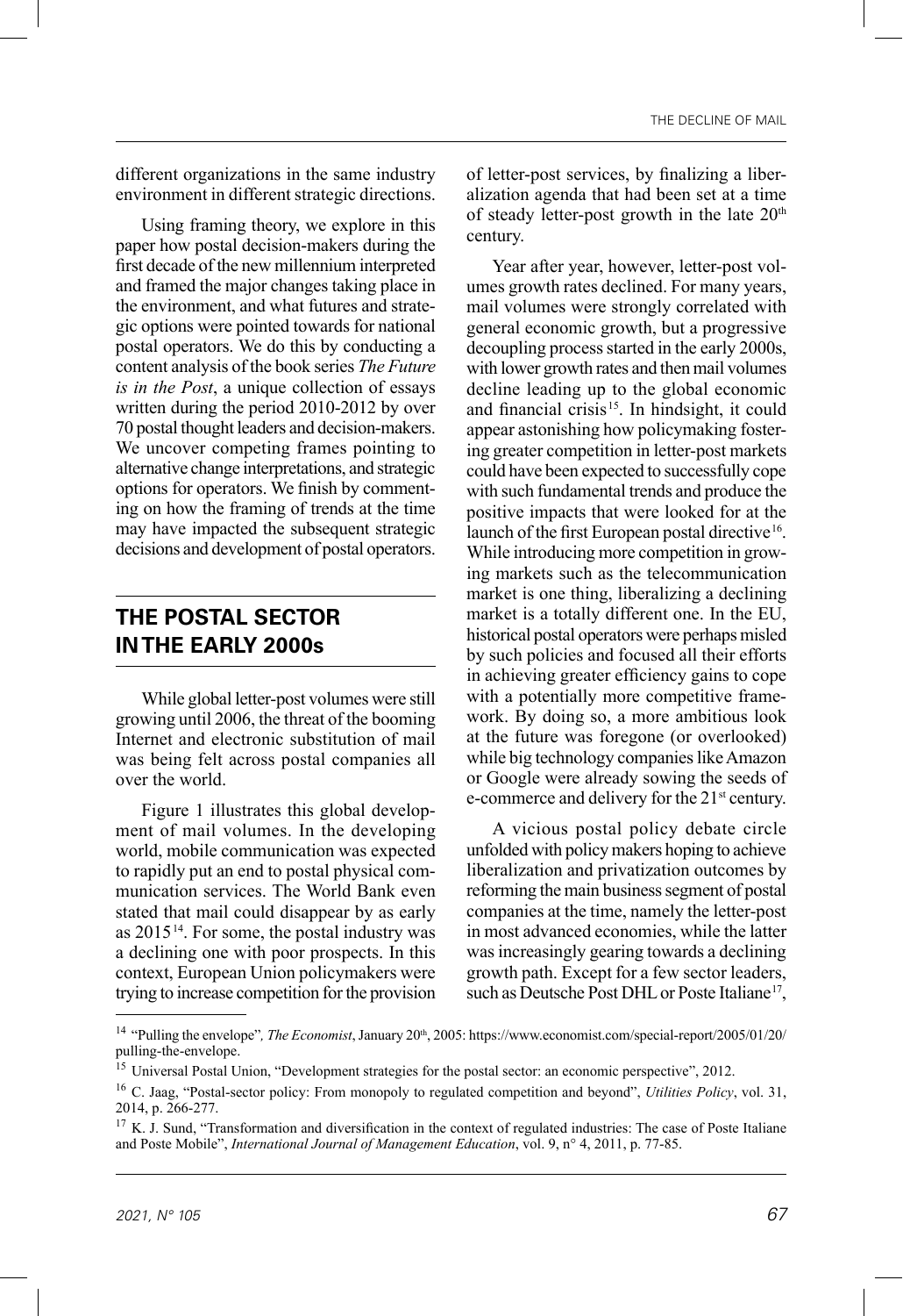different organizations in the same industry environment in different strategic directions.

Using framing theory, we explore in this paper how postal decision-makers during the first decade of the new millennium interpreted and framed the major changes taking place in the environment, and what futures and strategic options were pointed towards for national postal operators. We do this by conducting a content analysis of the book series *The Future is in the Post*, a unique collection of essays written during the period 2010-2012 by over 70 postal thought leaders and decision-makers. We uncover competing frames pointing to alternative change interpretations, and strategic options for operators. We finish by commenting on how the framing of trends at the time may have impacted the subsequent strategic decisions and development of postal operators.

## THE POSTAL SECTOR IN THE EARLY 2000s

While global letter-post volumes were still growing until 2006, the threat of the booming Internet and electronic substitution of mail was being felt across postal companies all over the world.

Figure 1 illustrates this global development of mail volumes. In the developing world, mobile communication was expected to rapidly put an end to postal physical communication services. The World Bank even stated that mail could disappear by as early as 2015[14]. For some, the postal industry was a declining one with poor prospects. In this context, European Union policymakers were trying to increase competition for the provision of letter-post services, by finalizing a liberalization agenda that had been set at a time of steady letter-post growth in the late 20th century.

Year after year, however, letter-post volumes growth rates declined. For many years, mail volumes were strongly correlated with general economic growth, but a progressive decoupling process started in the early 2000s, with lower growth rates and then mail volumes decline leading up to the global economic and financial crisis[15]. In hindsight, it could appear astonishing how policymaking fostering greater competition in letter-post markets could have been expected to successfully cope with such fundamental trends and produce the positive impacts that were looked for at the launch of the first European postal directive[16]. While introducing more competition in growing markets such as the telecommunication market is one thing, liberalizing a declining market is a totally different one. In the EU, historical postal operators were perhaps misled by such policies and focused all their efforts in achieving greater efficiency gains to cope with a potentially more competitive framework. By doing so, a more ambitious look at the future was foregone (or overlooked) while big technology companies like Amazon or Google were already sowing the seeds of e-commerce and delivery for the 21st century.

A vicious postal policy debate circle unfolded with policy makers hoping to achieve liberalization and privatization outcomes by reforming the main business segment of postal companies at the time, namely the letter-post in most advanced economies, while the latter was increasingly gearing towards a declining growth path. Except for a few sector leaders, such as Deutsche Post DHL or Poste Italiane[17],

---

[14] "Pulling the envelope", *The Economist*, January 20th, 2005: https://www.economist.com/special-report/2005/01/20/pulling-the-envelope.

[15] Universal Postal Union, "Development strategies for the postal sector: an economic perspective", 2012.

[16] C. Jaag, "Postal-sector policy: From monopoly to regulated competition and beyond", *Utilities Policy*, vol. 31, 2014, p. 266-277.

[17] K. J. Sund, "Transformation and diversification in the context of regulated industries: The case of Poste Italiane and Poste Mobile", *International Journal of Management Education*, vol. 9, n° 4, 2011, p. 77-85.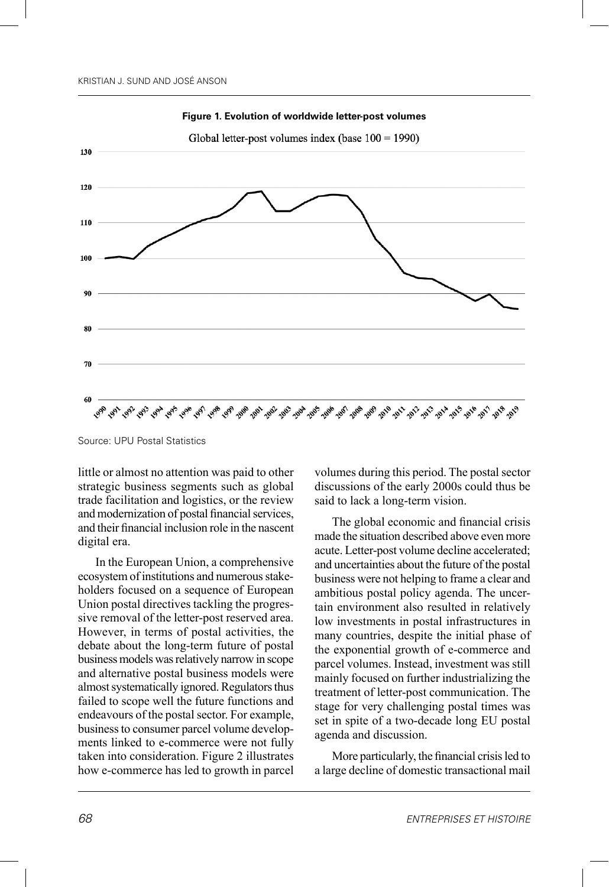**Figure 1. Evolution of worldwide letter-post volumes**

Source: UPU Postal Statistics

little or almost no attention was paid to other strategic business segments such as global trade facilitation and logistics, or the review and modernization of postal financial services, and their financial inclusion role in the nascent digital era.

In the European Union, a comprehensive ecosystem of institutions and numerous stakeholders focused on a sequence of European Union postal directives tackling the progressive removal of the letter-post reserved area. However, in terms of postal activities, the debate about the long-term future of postal business models was relatively narrow in scope and alternative postal business models were almost systematically ignored. Regulators thus failed to scope well the future functions and endeavours of the postal sector. For example, business to consumer parcel volume developments linked to e-commerce were not fully taken into consideration. Figure 2 illustrates how e-commerce has led to growth in parcel volumes during this period. The postal sector discussions of the early 2000s could thus be said to lack a long-term vision.

The global economic and financial crisis made the situation described above even more acute. Letter-post volume decline accelerated; and uncertainties about the future of the postal business were not helping to frame a clear and ambitious postal policy agenda. The uncertain environment also resulted in relatively low investments in postal infrastructures in many countries, despite the initial phase of the exponential growth of e-commerce and parcel volumes. Instead, investment was still mainly focused on further industrializing the treatment of letter-post communication. The stage for very challenging postal times was set in spite of a two-decade long EU postal agenda and discussion.

More particularly, the financial crisis led to a large decline of domestic transactional mail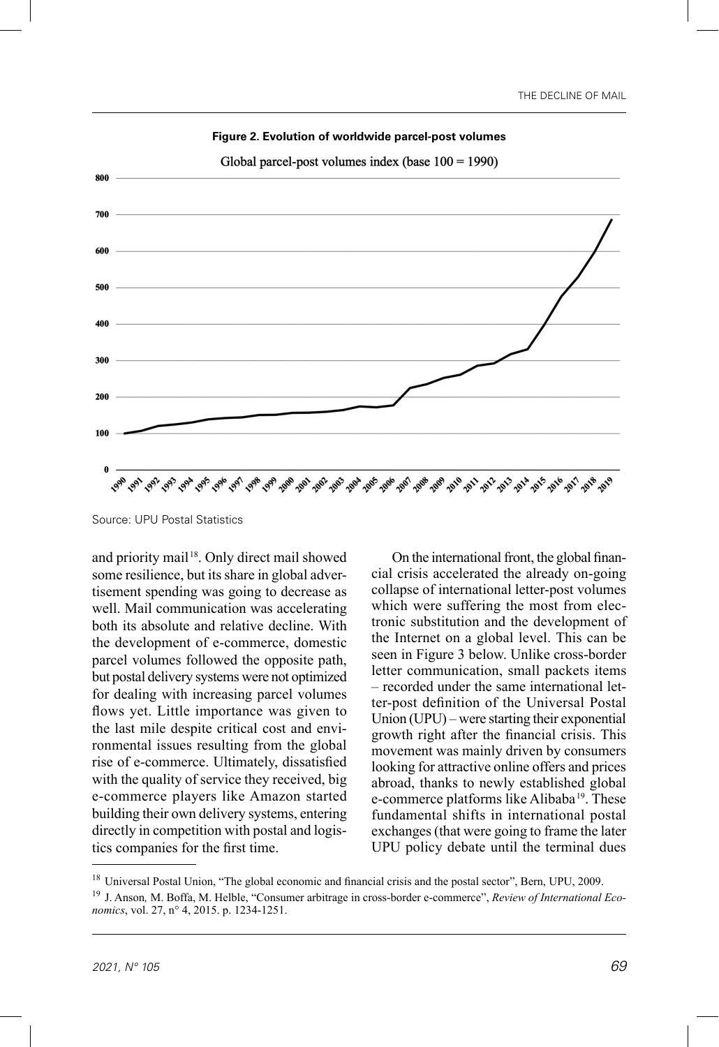**Figure 2. Evolution of worldwide parcel-post volumes**

Source: UPU Postal Statistics

and priority mail[18]. Only direct mail showed some resilience, but its share in global advertisement spending was going to decrease as well. Mail communication was accelerating both its absolute and relative decline. With the development of e-commerce, domestic parcel volumes followed the opposite path, but postal delivery systems were not optimized for dealing with increasing parcel volumes flows yet. Little importance was given to the last mile despite critical cost and environmental issues resulting from the global rise of e-commerce. Ultimately, dissatisfied with the quality of service they received, big e-commerce players like Amazon started building their own delivery systems, entering directly in competition with postal and logistics companies for the first time.

On the international front, the global financial crisis accelerated the already on-going collapse of international letter-post volumes which were suffering the most from electronic substitution and the development of the Internet on a global level. This can be seen in Figure 3 below. Unlike cross-border letter communication, small packets items – recorded under the same international letter-post definition of the Universal Postal Union (UPU) – were starting their exponential growth right after the financial crisis. This movement was mainly driven by consumers looking for attractive online offers and prices abroad, thanks to newly established global e-commerce platforms like Alibaba[19]. These fundamental shifts in international postal exchanges (that were going to frame the later UPU policy debate until the terminal dues

---

[18] Universal Postal Union, "The global economic and financial crisis and the postal sector", Bern, UPU, 2009.

[19] J. Anson, M. Boffa, M. Helble, "Consumer arbitrage in cross-border e-commerce", *Review of International Economics*, vol. 27, n° 4, 2015. p. 1234-1251.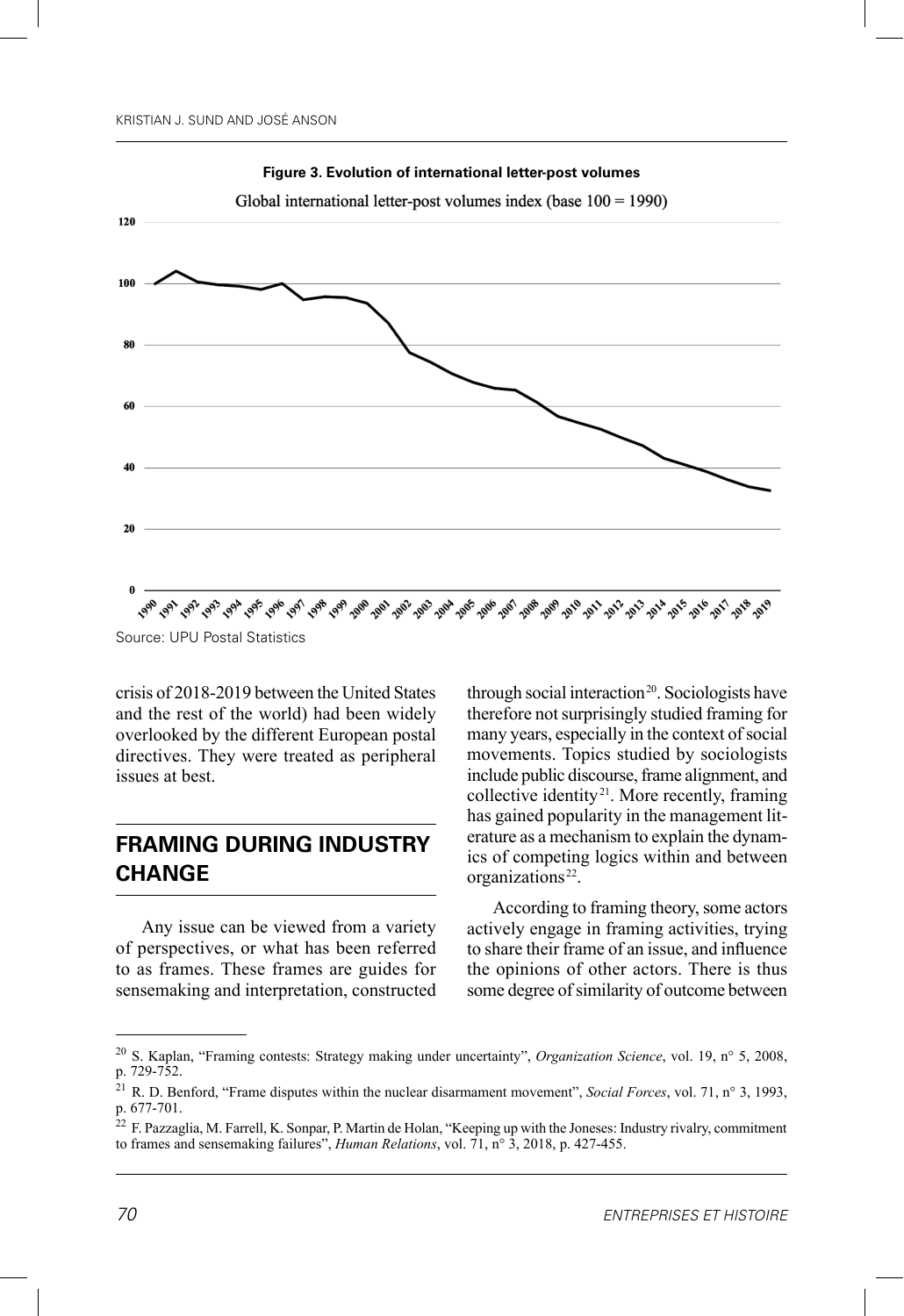**Figure 3. Evolution of international letter-post volumes**

Global international letter-post volumes index (base 100 = 1990)

Source: UPU Postal Statistics

crisis of 2018-2019 between the United States and the rest of the world) had been widely overlooked by the different European postal directives. They were treated as peripheral issues at best.

## FRAMING DURING INDUSTRY CHANGE

Any issue can be viewed from a variety of perspectives, or what has been referred to as frames. These frames are guides for sensemaking and interpretation, constructed through social interaction[20]. Sociologists have therefore not surprisingly studied framing for many years, especially in the context of social movements. Topics studied by sociologists include public discourse, frame alignment, and collective identity[21]. More recently, framing has gained popularity in the management literature as a mechanism to explain the dynamics of competing logics within and between organizations[22].

According to framing theory, some actors actively engage in framing activities, trying to share their frame of an issue, and influence the opinions of other actors. There is thus some degree of similarity of outcome between

---

[20] S. Kaplan, "Framing contests: Strategy making under uncertainty", *Organization Science*, vol. 19, n° 5, 2008, p. 729-752.

[21] R. D. Benford, "Frame disputes within the nuclear disarmament movement", *Social Forces*, vol. 71, n° 3, 1993, p. 677-701.

[22] F. Pazzaglia, M. Farrell, K. Sonpar, P. Martin de Holan, "Keeping up with the Joneses: Industry rivalry, commitment to frames and sensemaking failures", *Human Relations*, vol. 71, n° 3, 2018, p. 427-455.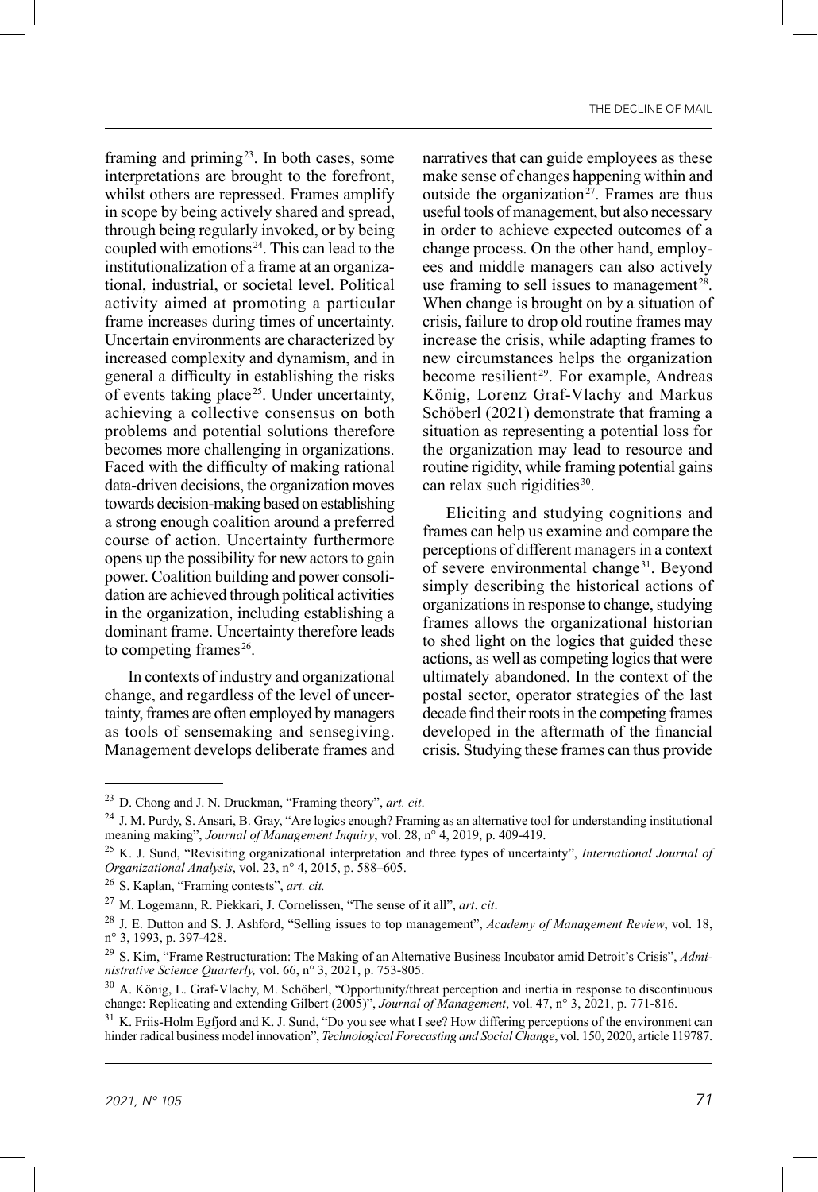framing and priming[23]. In both cases, some interpretations are brought to the forefront, whilst others are repressed. Frames amplify in scope by being actively shared and spread, through being regularly invoked, or by being coupled with emotions[24]. This can lead to the institutionalization of a frame at an organizational, industrial, or societal level. Political activity aimed at promoting a particular frame increases during times of uncertainty. Uncertain environments are characterized by increased complexity and dynamism, and in general a difficulty in establishing the risks of events taking place[25]. Under uncertainty, achieving a collective consensus on both problems and potential solutions therefore becomes more challenging in organizations. Faced with the difficulty of making rational data-driven decisions, the organization moves towards decision-making based on establishing a strong enough coalition around a preferred course of action. Uncertainty furthermore opens up the possibility for new actors to gain power. Coalition building and power consolidation are achieved through political activities in the organization, including establishing a dominant frame. Uncertainty therefore leads to competing frames[26].

In contexts of industry and organizational change, and regardless of the level of uncertainty, frames are often employed by managers as tools of sensemaking and sensegiving. Management develops deliberate frames and narratives that can guide employees as these make sense of changes happening within and outside the organization[27]. Frames are thus useful tools of management, but also necessary in order to achieve expected outcomes of a change process. On the other hand, employees and middle managers can also actively use framing to sell issues to management[28]. When change is brought on by a situation of crisis, failure to drop old routine frames may increase the crisis, while adapting frames to new circumstances helps the organization become resilient[29]. For example, Andreas König, Lorenz Graf-Vlachy and Markus Schöberl (2021) demonstrate that framing a situation as representing a potential loss for the organization may lead to resource and routine rigidity, while framing potential gains can relax such rigidities[30].

Eliciting and studying cognitions and frames can help us examine and compare the perceptions of different managers in a context of severe environmental change[31]. Beyond simply describing the historical actions of organizations in response to change, studying frames allows the organizational historian to shed light on the logics that guided these actions, as well as competing logics that were ultimately abandoned. In the context of the postal sector, operator strategies of the last decade find their roots in the competing frames developed in the aftermath of the financial crisis. Studying these frames can thus provide

---

[23] D. Chong and J. N. Druckman, "Framing theory", *art. cit*.

[24] J. M. Purdy, S. Ansari, B. Gray, "Are logics enough? Framing as an alternative tool for understanding institutional meaning making", *Journal of Management Inquiry*, vol. 28, n° 4, 2019, p. 409-419.

[25] K. J. Sund, "Revisiting organizational interpretation and three types of uncertainty", *International Journal of Organizational Analysis*, vol. 23, n° 4, 2015, p. 588–605.

[26] S. Kaplan, "Framing contests", *art. cit.*

[27] M. Logemann, R. Piekkari, J. Cornelissen, "The sense of it all", *art. cit*.

[28] J. E. Dutton and S. J. Ashford, "Selling issues to top management", *Academy of Management Review*, vol. 18, n° 3, 1993, p. 397-428.

[29] S. Kim, "Frame Restructuration: The Making of an Alternative Business Incubator amid Detroit's Crisis", *Administrative Science Quarterly,* vol. 66, n° 3, 2021, p. 753-805.

[30] A. König, L. Graf-Vlachy, M. Schöberl, "Opportunity/threat perception and inertia in response to discontinuous change: Replicating and extending Gilbert (2005)", *Journal of Management*, vol. 47, n° 3, 2021, p. 771-816.

[31] K. Friis-Holm Egfjord and K. J. Sund, "Do you see what I see? How differing perceptions of the environment can hinder radical business model innovation", *Technological Forecasting and Social Change*, vol. 150, 2020, article 119787.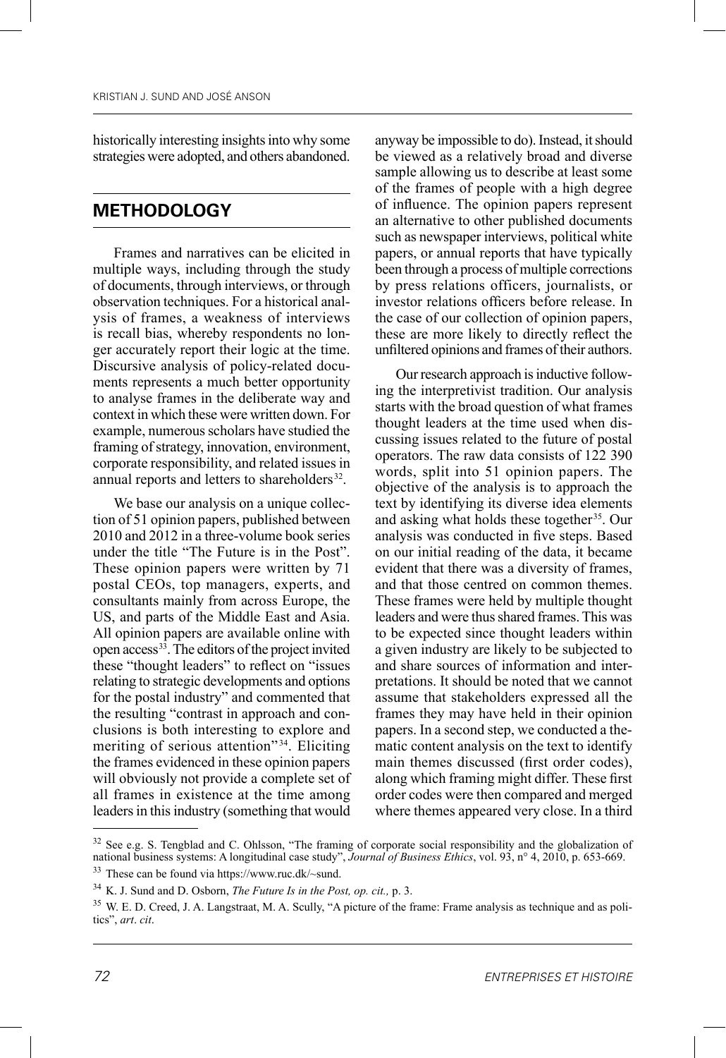historically interesting insights into why some strategies were adopted, and others abandoned.

## METHODOLOGY

Frames and narratives can be elicited in multiple ways, including through the study of documents, through interviews, or through observation techniques. For a historical analysis of frames, a weakness of interviews is recall bias, whereby respondents no longer accurately report their logic at the time. Discursive analysis of policy-related documents represents a much better opportunity to analyse frames in the deliberate way and context in which these were written down. For example, numerous scholars have studied the framing of strategy, innovation, environment, corporate responsibility, and related issues in annual reports and letters to shareholders[32].

We base our analysis on a unique collection of 51 opinion papers, published between 2010 and 2012 in a three-volume book series under the title "The Future is in the Post". These opinion papers were written by 71 postal CEOs, top managers, experts, and consultants mainly from across Europe, the US, and parts of the Middle East and Asia. All opinion papers are available online with open access[33]. The editors of the project invited these "thought leaders" to reflect on "issues relating to strategic developments and options for the postal industry" and commented that the resulting "contrast in approach and conclusions is both interesting to explore and meriting of serious attention"[34]. Eliciting the frames evidenced in these opinion papers will obviously not provide a complete set of all frames in existence at the time among leaders in this industry (something that would anyway be impossible to do). Instead, it should be viewed as a relatively broad and diverse sample allowing us to describe at least some of the frames of people with a high degree of influence. The opinion papers represent an alternative to other published documents such as newspaper interviews, political white papers, or annual reports that have typically been through a process of multiple corrections by press relations officers, journalists, or investor relations officers before release. In the case of our collection of opinion papers, these are more likely to directly reflect the unfiltered opinions and frames of their authors.

Our research approach is inductive following the interpretivist tradition. Our analysis starts with the broad question of what frames thought leaders at the time used when discussing issues related to the future of postal operators. The raw data consists of 122 390 words, split into 51 opinion papers. The objective of the analysis is to approach the text by identifying its diverse idea elements and asking what holds these together[35]. Our analysis was conducted in five steps. Based on our initial reading of the data, it became evident that there was a diversity of frames, and that those centred on common themes. These frames were held by multiple thought leaders and were thus shared frames. This was to be expected since thought leaders within a given industry are likely to be subjected to and share sources of information and interpretations. It should be noted that we cannot assume that stakeholders expressed all the frames they may have held in their opinion papers. In a second step, we conducted a thematic content analysis on the text to identify main themes discussed (first order codes), along which framing might differ. These first order codes were then compared and merged where themes appeared very close. In a third

---

[32] See e.g. S. Tengblad and C. Ohlsson, "The framing of corporate social responsibility and the globalization of national business systems: A longitudinal case study", *Journal of Business Ethics*, vol. 93, n° 4, 2010, p. 653-669.

[33] These can be found via https://www.ruc.dk/~sund.

[34] K. J. Sund and D. Osborn, *The Future Is in the Post, op. cit.,* p. 3.

[35] W. E. D. Creed, J. A. Langstraat, M. A. Scully, "A picture of the frame: Frame analysis as technique and as politics", *art. cit*.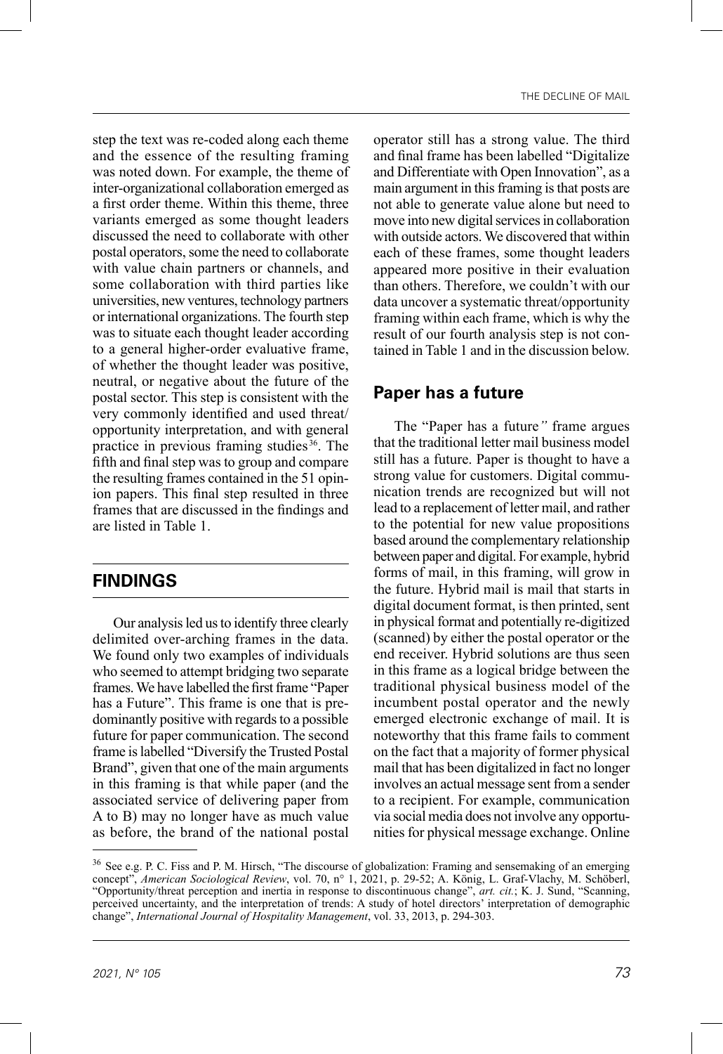step the text was re-coded along each theme and the essence of the resulting framing was noted down. For example, the theme of inter-organizational collaboration emerged as a first order theme. Within this theme, three variants emerged as some thought leaders discussed the need to collaborate with other postal operators, some the need to collaborate with value chain partners or channels, and some collaboration with third parties like universities, new ventures, technology partners or international organizations. The fourth step was to situate each thought leader according to a general higher-order evaluative frame, of whether the thought leader was positive, neutral, or negative about the future of the postal sector. This step is consistent with the very commonly identified and used threat/opportunity interpretation, and with general practice in previous framing studies[36]. The fifth and final step was to group and compare the resulting frames contained in the 51 opinion papers. This final step resulted in three frames that are discussed in the findings and are listed in Table 1.

## FINDINGS

Our analysis led us to identify three clearly delimited over-arching frames in the data. We found only two examples of individuals who seemed to attempt bridging two separate frames. We have labelled the first frame "Paper has a Future". This frame is one that is predominantly positive with regards to a possible future for paper communication. The second frame is labelled "Diversify the Trusted Postal Brand", given that one of the main arguments in this framing is that while paper (and the associated service of delivering paper from A to B) may no longer have as much value as before, the brand of the national postal operator still has a strong value. The third and final frame has been labelled "Digitalize and Differentiate with Open Innovation", as a main argument in this framing is that posts are not able to generate value alone but need to move into new digital services in collaboration with outside actors. We discovered that within each of these frames, some thought leaders appeared more positive in their evaluation than others. Therefore, we couldn't with our data uncover a systematic threat/opportunity framing within each frame, which is why the result of our fourth analysis step is not contained in Table 1 and in the discussion below.

### Paper has a future

The "Paper has a future*"* frame argues that the traditional letter mail business model still has a future. Paper is thought to have a strong value for customers. Digital communication trends are recognized but will not lead to a replacement of letter mail, and rather to the potential for new value propositions based around the complementary relationship between paper and digital. For example, hybrid forms of mail, in this framing, will grow in the future. Hybrid mail is mail that starts in digital document format, is then printed, sent in physical format and potentially re-digitized (scanned) by either the postal operator or the end receiver. Hybrid solutions are thus seen in this frame as a logical bridge between the traditional physical business model of the incumbent postal operator and the newly emerged electronic exchange of mail. It is noteworthy that this frame fails to comment on the fact that a majority of former physical mail that has been digitalized in fact no longer involves an actual message sent from a sender to a recipient. For example, communication via social media does not involve any opportunities for physical message exchange. Online

---

[36] See e.g. P. C. Fiss and P. M. Hirsch, "The discourse of globalization: Framing and sensemaking of an emerging concept", *American Sociological Review*, vol. 70, n° 1, 2021, p. 29-52; A. König, L. Graf-Vlachy, M. Schöberl, "Opportunity/threat perception and inertia in response to discontinuous change", *art. cit.*; K. J. Sund, "Scanning, perceived uncertainty, and the interpretation of trends: A study of hotel directors' interpretation of demographic change", *International Journal of Hospitality Management*, vol. 33, 2013, p. 294-303.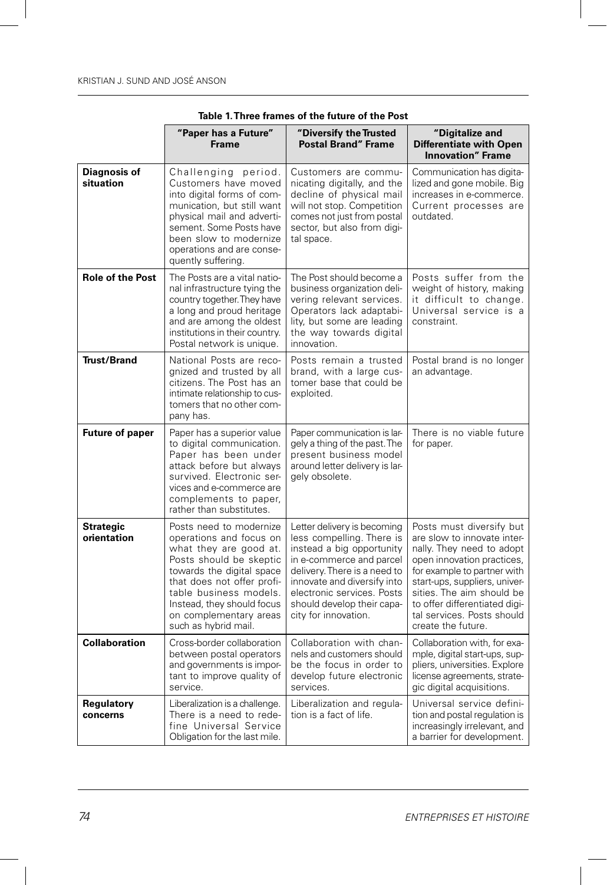**Table 1. Three frames of the future of the Post**

| | "Paper has a Future" Frame | "Diversify the Trusted Postal Brand" Frame | "Digitalize and Differentiate with Open Innovation" Frame |
|---|---|---|---|
| **Diagnosis of situation** | Challenging period. Customers have moved into digital forms of communication, but still want physical mail and advertisement. Some Posts have been slow to modernize operations and are consequently suffering. | Customers are communicating digitally, and the decline of physical mail will not stop. Competition comes not just from postal sector, but also from digital space. | Communication has digitalized and gone mobile. Big increases in e-commerce. Current processes are outdated. |
| **Role of the Post** | The Posts are a vital national infrastructure tying the country together. They have a long and proud heritage and are among the oldest institutions in their country. Postal network is unique. | The Post should become a business organization delivering relevant services. Operators lack adaptability, but some are leading the way towards digital innovation. | Posts suffer from the weight of history, making it difficult to change. Universal service is a constraint. |
| **Trust/Brand** | National Posts are recognized and trusted by all citizens. The Post has an intimate relationship to customers that no other company has. | Posts remain a trusted brand, with a large customer base that could be exploited. | Postal brand is no longer an advantage. |
| **Future of paper** | Paper has a superior value to digital communication. Paper has been under attack before but always survived. Electronic services and e-commerce are complements to paper, rather than substitutes. | Paper communication is largely a thing of the past. The present business model around letter delivery is largely obsolete. | There is no viable future for paper. |
| **Strategic orientation** | Posts need to modernize operations and focus on what they are good at. Posts should be skeptic towards the digital space that does not offer profitable business models. Instead, they should focus on complementary areas such as hybrid mail. | Letter delivery is becoming less compelling. There is instead a big opportunity in e-commerce and parcel delivery. There is a need to innovate and diversify into electronic services. Posts should develop their capacity for innovation. | Posts must diversify but are slow to innovate internally. They need to adopt open innovation practices, for example to partner with start-ups, suppliers, universities. The aim should be to offer differentiated digital services. Posts should create the future. |
| **Collaboration** | Cross-border collaboration between postal operators and governments is important to improve quality of service. | Collaboration with channels and customers should be the focus in order to develop future electronic services. | Collaboration with, for example, digital start-ups, suppliers, universities. Explore license agreements, strategic digital acquisitions. |
| **Regulatory concerns** | Liberalization is a challenge. There is a need to redefine Universal Service Obligation for the last mile. | Liberalization and regulation is a fact of life. | Universal service definition and postal regulation is increasingly irrelevant, and a barrier for development. |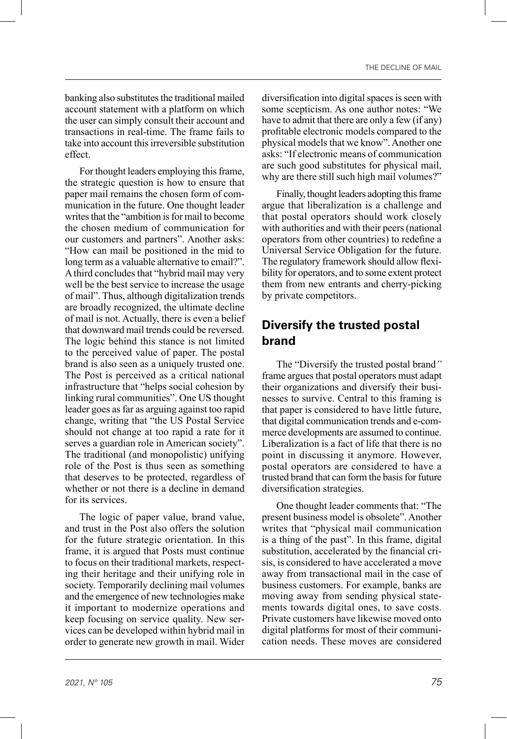banking also substitutes the traditional mailed account statement with a platform on which the user can simply consult their account and transactions in real-time. The frame fails to take into account this irreversible substitution effect.

For thought leaders employing this frame, the strategic question is how to ensure that paper mail remains the chosen form of communication in the future. One thought leader writes that the "ambition is for mail to become the chosen medium of communication for our customers and partners". Another asks: "How can mail be positioned in the mid to long term as a valuable alternative to email?". A third concludes that "hybrid mail may very well be the best service to increase the usage of mail". Thus, although digitalization trends are broadly recognized, the ultimate decline of mail is not. Actually, there is even a belief that downward mail trends could be reversed. The logic behind this stance is not limited to the perceived value of paper. The postal brand is also seen as a uniquely trusted one. The Post is perceived as a critical national infrastructure that "helps social cohesion by linking rural communities". One US thought leader goes as far as arguing against too rapid change, writing that "the US Postal Service should not change at too rapid a rate for it serves a guardian role in American society". The traditional (and monopolistic) unifying role of the Post is thus seen as something that deserves to be protected, regardless of whether or not there is a decline in demand for its services.

The logic of paper value, brand value, and trust in the Post also offers the solution for the future strategic orientation. In this frame, it is argued that Posts must continue to focus on their traditional markets, respecting their heritage and their unifying role in society. Temporarily declining mail volumes and the emergence of new technologies make it important to modernize operations and keep focusing on service quality. New services can be developed within hybrid mail in order to generate new growth in mail. Wider diversification into digital spaces is seen with some scepticism. As one author notes: "We have to admit that there are only a few (if any) profitable electronic models compared to the physical models that we know". Another one asks: "If electronic means of communication are such good substitutes for physical mail, why are there still such high mail volumes?"

Finally, thought leaders adopting this frame argue that liberalization is a challenge and that postal operators should work closely with authorities and with their peers (national operators from other countries) to redefine a Universal Service Obligation for the future. The regulatory framework should allow flexibility for operators, and to some extent protect them from new entrants and cherry-picking by private competitors.

## Diversify the trusted postal brand

The "Diversify the trusted postal brand*"* frame argues that postal operators must adapt their organizations and diversify their businesses to survive. Central to this framing is that paper is considered to have little future, that digital communication trends and e-commerce developments are assumed to continue. Liberalization is a fact of life that there is no point in discussing it anymore. However, postal operators are considered to have a trusted brand that can form the basis for future diversification strategies.

One thought leader comments that: "The present business model is obsolete". Another writes that "physical mail communication is a thing of the past". In this frame, digital substitution, accelerated by the financial crisis, is considered to have accelerated a move away from transactional mail in the case of business customers. For example, banks are moving away from sending physical statements towards digital ones, to save costs. Private customers have likewise moved onto digital platforms for most of their communication needs. These moves are considered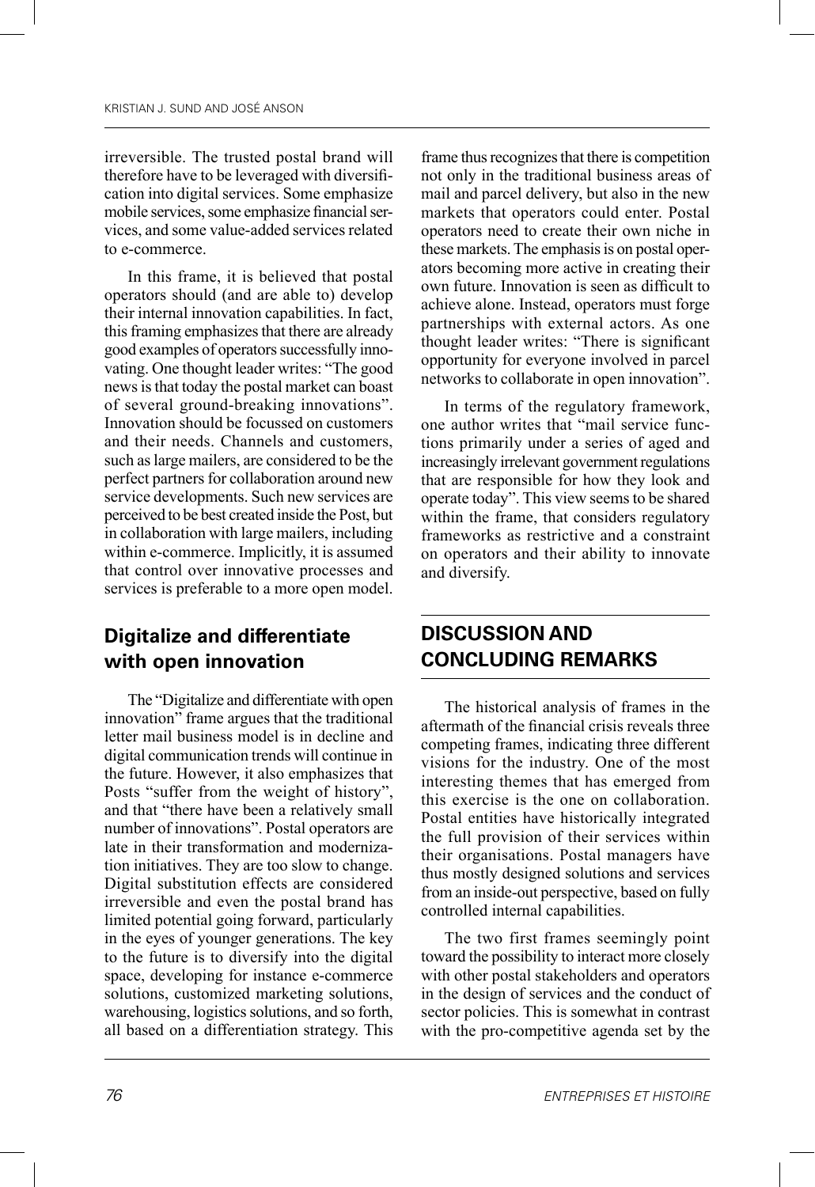irreversible. The trusted postal brand will therefore have to be leveraged with diversification into digital services. Some emphasize mobile services, some emphasize financial services, and some value-added services related to e-commerce.

In this frame, it is believed that postal operators should (and are able to) develop their internal innovation capabilities. In fact, this framing emphasizes that there are already good examples of operators successfully innovating. One thought leader writes: "The good news is that today the postal market can boast of several ground-breaking innovations". Innovation should be focussed on customers and their needs. Channels and customers, such as large mailers, are considered to be the perfect partners for collaboration around new service developments. Such new services are perceived to be best created inside the Post, but in collaboration with large mailers, including within e-commerce. Implicitly, it is assumed that control over innovative processes and services is preferable to a more open model.

## Digitalize and differentiate with open innovation

The "Digitalize and differentiate with open innovation" frame argues that the traditional letter mail business model is in decline and digital communication trends will continue in the future. However, it also emphasizes that Posts "suffer from the weight of history", and that "there have been a relatively small number of innovations". Postal operators are late in their transformation and modernization initiatives. They are too slow to change. Digital substitution effects are considered irreversible and even the postal brand has limited potential going forward, particularly in the eyes of younger generations. The key to the future is to diversify into the digital space, developing for instance e-commerce solutions, customized marketing solutions, warehousing, logistics solutions, and so forth, all based on a differentiation strategy. This frame thus recognizes that there is competition not only in the traditional business areas of mail and parcel delivery, but also in the new markets that operators could enter. Postal operators need to create their own niche in these markets. The emphasis is on postal operators becoming more active in creating their own future. Innovation is seen as difficult to achieve alone. Instead, operators must forge partnerships with external actors. As one thought leader writes: "There is significant opportunity for everyone involved in parcel networks to collaborate in open innovation".

In terms of the regulatory framework, one author writes that "mail service functions primarily under a series of aged and increasingly irrelevant government regulations that are responsible for how they look and operate today". This view seems to be shared within the frame, that considers regulatory frameworks as restrictive and a constraint on operators and their ability to innovate and diversify.

## DISCUSSION AND CONCLUDING REMARKS

The historical analysis of frames in the aftermath of the financial crisis reveals three competing frames, indicating three different visions for the industry. One of the most interesting themes that has emerged from this exercise is the one on collaboration. Postal entities have historically integrated the full provision of their services within their organisations. Postal managers have thus mostly designed solutions and services from an inside-out perspective, based on fully controlled internal capabilities.

The two first frames seemingly point toward the possibility to interact more closely with other postal stakeholders and operators in the design of services and the conduct of sector policies. This is somewhat in contrast with the pro-competitive agenda set by the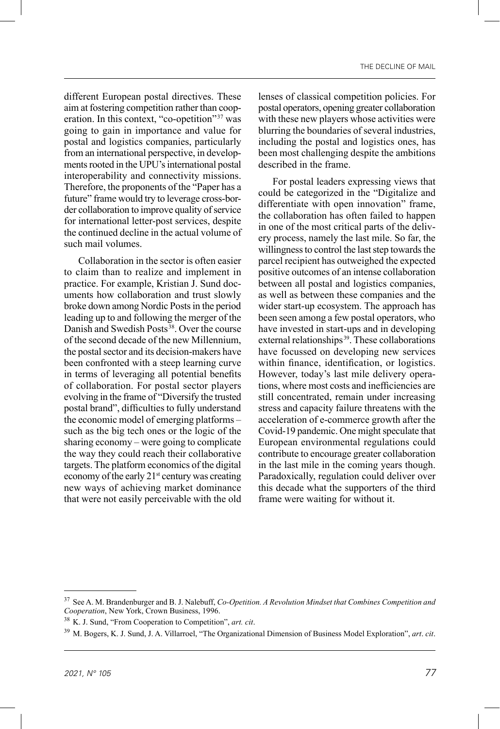different European postal directives. These aim at fostering competition rather than cooperation. In this context, "co-opetition"[37] was going to gain in importance and value for postal and logistics companies, particularly from an international perspective, in developments rooted in the UPU's international postal interoperability and connectivity missions. Therefore, the proponents of the "Paper has a future" frame would try to leverage cross-border collaboration to improve quality of service for international letter-post services, despite the continued decline in the actual volume of such mail volumes.

Collaboration in the sector is often easier to claim than to realize and implement in practice. For example, Kristian J. Sund documents how collaboration and trust slowly broke down among Nordic Posts in the period leading up to and following the merger of the Danish and Swedish Posts[38]. Over the course of the second decade of the new Millennium, the postal sector and its decision-makers have been confronted with a steep learning curve in terms of leveraging all potential benefits of collaboration. For postal sector players evolving in the frame of "Diversify the trusted postal brand", difficulties to fully understand the economic model of emerging platforms – such as the big tech ones or the logic of the sharing economy – were going to complicate the way they could reach their collaborative targets. The platform economics of the digital economy of the early 21st century was creating new ways of achieving market dominance that were not easily perceivable with the old lenses of classical competition policies. For postal operators, opening greater collaboration with these new players whose activities were blurring the boundaries of several industries, including the postal and logistics ones, has been most challenging despite the ambitions described in the frame.

For postal leaders expressing views that could be categorized in the "Digitalize and differentiate with open innovation" frame, the collaboration has often failed to happen in one of the most critical parts of the delivery process, namely the last mile. So far, the willingness to control the last step towards the parcel recipient has outweighed the expected positive outcomes of an intense collaboration between all postal and logistics companies, as well as between these companies and the wider start-up ecosystem. The approach has been seen among a few postal operators, who have invested in start-ups and in developing external relationships[39]. These collaborations have focussed on developing new services within finance, identification, or logistics. However, today's last mile delivery operations, where most costs and inefficiencies are still concentrated, remain under increasing stress and capacity failure threatens with the acceleration of e-commerce growth after the Covid-19 pandemic. One might speculate that European environmental regulations could contribute to encourage greater collaboration in the last mile in the coming years though. Paradoxically, regulation could deliver over this decade what the supporters of the third frame were waiting for without it.

---

[37] See A. M. Brandenburger and B. J. Nalebuff, *Co-Opetition. A Revolution Mindset that Combines Competition and Cooperation*, New York, Crown Business, 1996.

[38] K. J. Sund, "From Cooperation to Competition", *art. cit*.

[39] M. Bogers, K. J. Sund, J. A. Villarroel, "The Organizational Dimension of Business Model Exploration", *art. cit*.